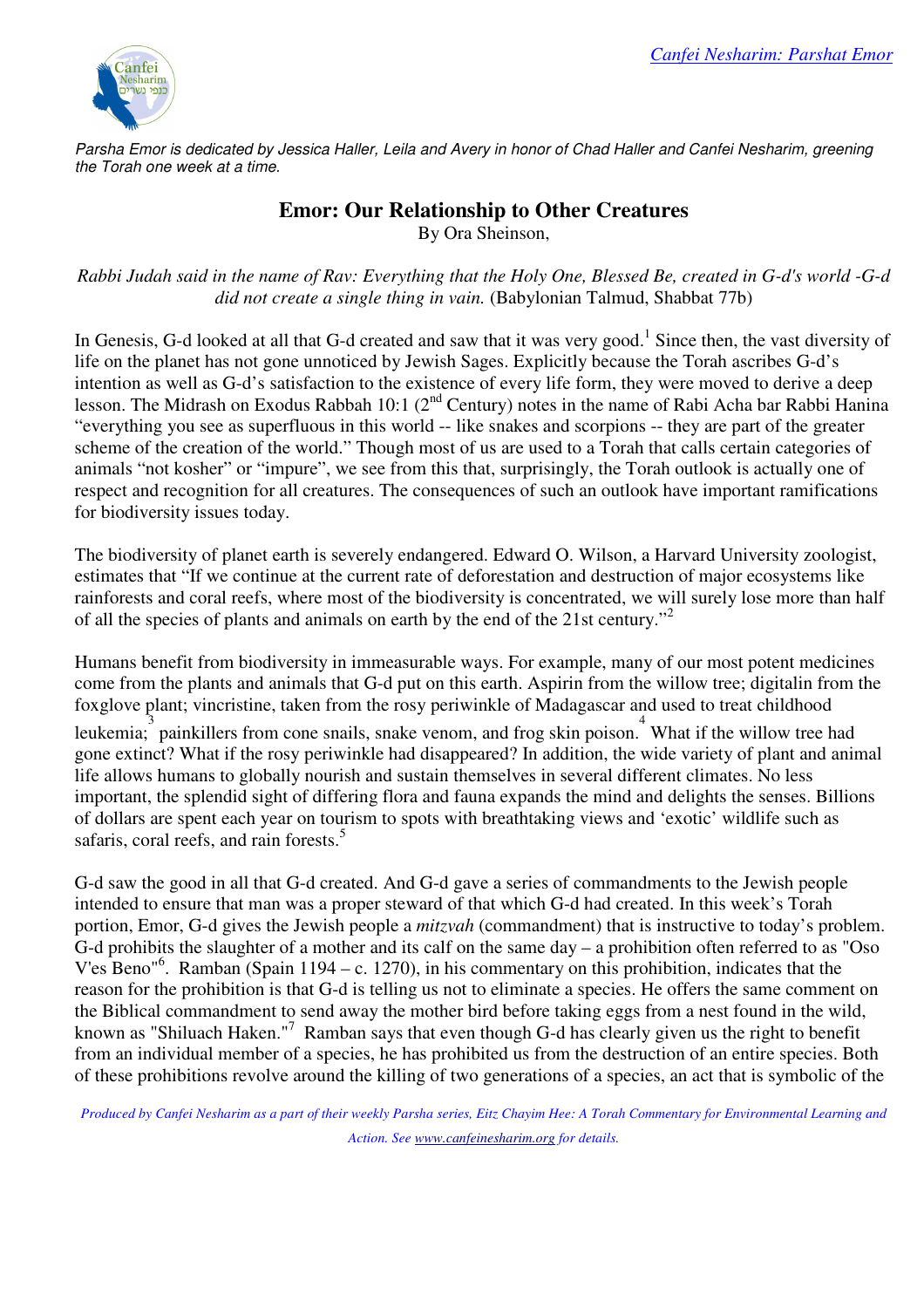*Parsha Emor is dedicated by Jessica Haller, Leila and Avery in honor of Chad Haller and Canfei Nesharim, greening the Torah one week at a time.*

# Emor: Our Relationship to Other Creatures

By Ora Sheinson,

*Rabbi Judah said in the name of Rav: Everything that the Holy One, Blessed Be, created in G-d's world -G-d did not create a single thing in vain.* (Babylonian Talmud, Shabbat 77b)

In Genesis, G-d looked at all that G-d created and saw that it was very good.[1] Since then, the vast diversity of life on the planet has not gone unnoticed by Jewish Sages. Explicitly because the Torah ascribes G-d's intention as well as G-d's satisfaction to the existence of every life form, they were moved to derive a deep lesson. The Midrash on Exodus Rabbah 10:1 (2nd Century) notes in the name of Rabi Acha bar Rabbi Hanina "everything you see as superfluous in this world -- like snakes and scorpions -- they are part of the greater scheme of the creation of the world." Though most of us are used to a Torah that calls certain categories of animals "not kosher" or "impure", we see from this that, surprisingly, the Torah outlook is actually one of respect and recognition for all creatures. The consequences of such an outlook have important ramifications for biodiversity issues today.

The biodiversity of planet earth is severely endangered. Edward O. Wilson, a Harvard University zoologist, estimates that "If we continue at the current rate of deforestation and destruction of major ecosystems like rainforests and coral reefs, where most of the biodiversity is concentrated, we will surely lose more than half of all the species of plants and animals on earth by the end of the 21st century."[2]

Humans benefit from biodiversity in immeasurable ways. For example, many of our most potent medicines come from the plants and animals that G-d put on this earth. Aspirin from the willow tree; digitalin from the foxglove plant; vincristine, taken from the rosy periwinkle of Madagascar and used to treat childhood leukemia;[3] painkillers from cone snails, snake venom, and frog skin poison.[4] What if the willow tree had gone extinct? What if the rosy periwinkle had disappeared? In addition, the wide variety of plant and animal life allows humans to globally nourish and sustain themselves in several different climates. No less important, the splendid sight of differing flora and fauna expands the mind and delights the senses. Billions of dollars are spent each year on tourism to spots with breathtaking views and 'exotic' wildlife such as safaris, coral reefs, and rain forests.[5]

G-d saw the good in all that G-d created. And G-d gave a series of commandments to the Jewish people intended to ensure that man was a proper steward of that which G-d had created. In this week's Torah portion, Emor, G-d gives the Jewish people a *mitzvah* (commandment) that is instructive to today's problem. G-d prohibits the slaughter of a mother and its calf on the same day – a prohibition often referred to as "Oso V'es Beno"[6]. Ramban (Spain 1194 – c. 1270), in his commentary on this prohibition, indicates that the reason for the prohibition is that G-d is telling us not to eliminate a species. He offers the same comment on the Biblical commandment to send away the mother bird before taking eggs from a nest found in the wild, known as "Shiluach Haken."[7] Ramban says that even though G-d has clearly given us the right to benefit from an individual member of a species, he has prohibited us from the destruction of an entire species. Both of these prohibitions revolve around the killing of two generations of a species, an act that is symbolic of the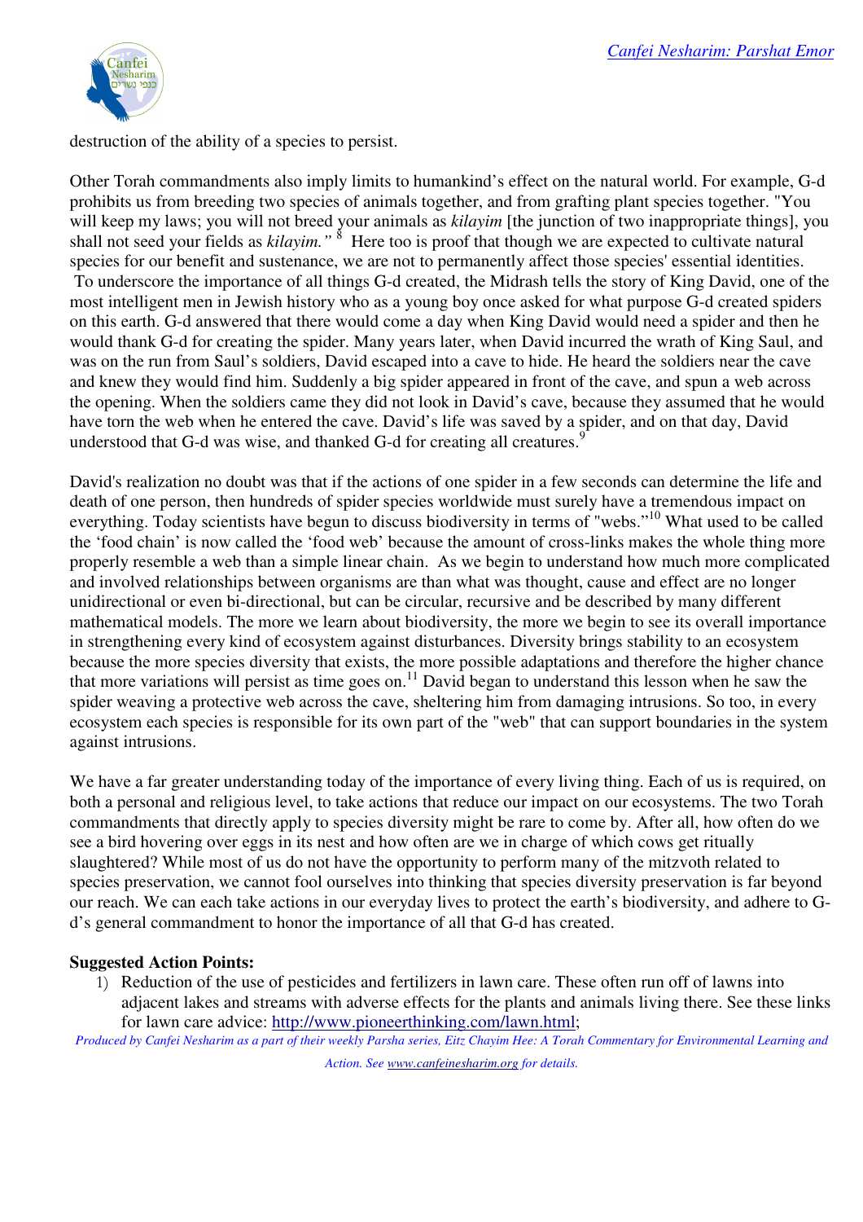destruction of the ability of a species to persist.

Other Torah commandments also imply limits to humankind's effect on the natural world. For example, G-d prohibits us from breeding two species of animals together, and from grafting plant species together. "You will keep my laws; you will not breed your animals as *kilayim* [the junction of two inappropriate things], you shall not seed your fields as *kilayim."*[8] Here too is proof that though we are expected to cultivate natural species for our benefit and sustenance, we are not to permanently affect those species' essential identities. To underscore the importance of all things G-d created, the Midrash tells the story of King David, one of the most intelligent men in Jewish history who as a young boy once asked for what purpose G-d created spiders on this earth. G-d answered that there would come a day when King David would need a spider and then he would thank G-d for creating the spider. Many years later, when David incurred the wrath of King Saul, and was on the run from Saul's soldiers, David escaped into a cave to hide. He heard the soldiers near the cave and knew they would find him. Suddenly a big spider appeared in front of the cave, and spun a web across the opening. When the soldiers came they did not look in David's cave, because they assumed that he would have torn the web when he entered the cave. David's life was saved by a spider, and on that day, David understood that G-d was wise, and thanked G-d for creating all creatures.[9]

David's realization no doubt was that if the actions of one spider in a few seconds can determine the life and death of one person, then hundreds of spider species worldwide must surely have a tremendous impact on everything. Today scientists have begun to discuss biodiversity in terms of "webs."[10] What used to be called the 'food chain' is now called the 'food web' because the amount of cross-links makes the whole thing more properly resemble a web than a simple linear chain. As we begin to understand how much more complicated and involved relationships between organisms are than what was thought, cause and effect are no longer unidirectional or even bi-directional, but can be circular, recursive and be described by many different mathematical models. The more we learn about biodiversity, the more we begin to see its overall importance in strengthening every kind of ecosystem against disturbances. Diversity brings stability to an ecosystem because the more species diversity that exists, the more possible adaptations and therefore the higher chance that more variations will persist as time goes on.[11] David began to understand this lesson when he saw the spider weaving a protective web across the cave, sheltering him from damaging intrusions. So too, in every ecosystem each species is responsible for its own part of the "web" that can support boundaries in the system against intrusions.

We have a far greater understanding today of the importance of every living thing. Each of us is required, on both a personal and religious level, to take actions that reduce our impact on our ecosystems. The two Torah commandments that directly apply to species diversity might be rare to come by. After all, how often do we see a bird hovering over eggs in its nest and how often are we in charge of which cows get ritually slaughtered? While most of us do not have the opportunity to perform many of the mitzvoth related to species preservation, we cannot fool ourselves into thinking that species diversity preservation is far beyond our reach. We can each take actions in our everyday lives to protect the earth's biodiversity, and adhere to G-d's general commandment to honor the importance of all that G-d has created.

**Suggested Action Points:**

1) Reduction of the use of pesticides and fertilizers in lawn care. These often run off of lawns into adjacent lakes and streams with adverse effects for the plants and animals living there. See these links for lawn care advice: http://www.pioneerthinking.com/lawn.html;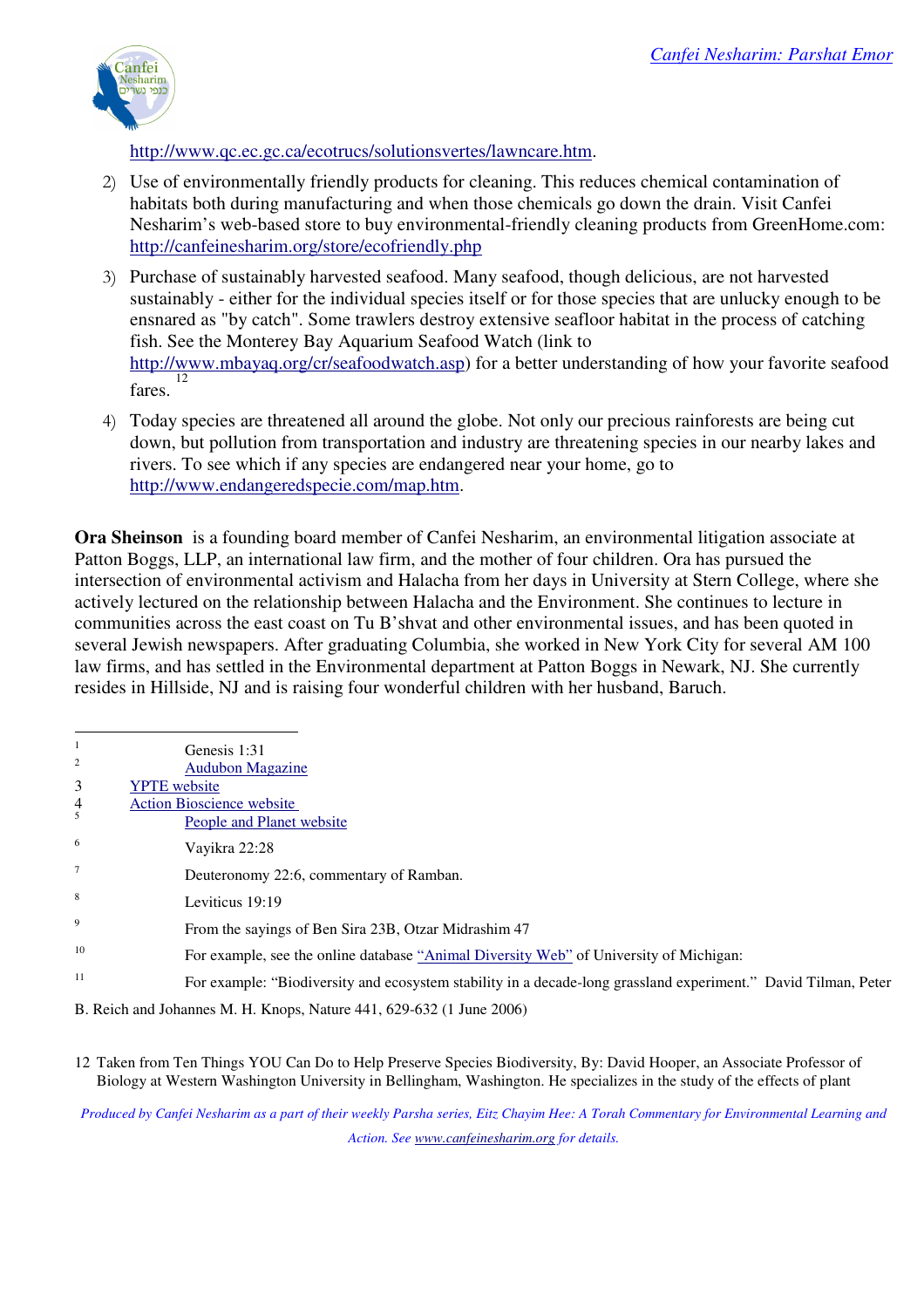http://www.qc.ec.gc.ca/ecotrucs/solutionsvertes/lawncare.htm.

2) Use of environmentally friendly products for cleaning. This reduces chemical contamination of habitats both during manufacturing and when those chemicals go down the drain. Visit Canfei Nesharim's web-based store to buy environmental-friendly cleaning products from GreenHome.com: http://canfeinesharim.org/store/ecofriendly.php

3) Purchase of sustainably harvested seafood. Many seafood, though delicious, are not harvested sustainably - either for the individual species itself or for those species that are unlucky enough to be ensnared as "by catch". Some trawlers destroy extensive seafloor habitat in the process of catching fish. See the Monterey Bay Aquarium Seafood Watch (link to http://www.mbayaq.org/cr/seafoodwatch.asp) for a better understanding of how your favorite seafood fares.[12]

4) Today species are threatened all around the globe. Not only our precious rainforests are being cut down, but pollution from transportation and industry are threatening species in our nearby lakes and rivers. To see which if any species are endangered near your home, go to http://www.endangeredspecie.com/map.htm.

**Ora Sheinson** is a founding board member of Canfei Nesharim, an environmental litigation associate at Patton Boggs, LLP, an international law firm, and the mother of four children. Ora has pursued the intersection of environmental activism and Halacha from her days in University at Stern College, where she actively lectured on the relationship between Halacha and the Environment. She continues to lecture in communities across the east coast on Tu B'shvat and other environmental issues, and has been quoted in several Jewish newspapers. After graduating Columbia, she worked in New York City for several AM 100 law firms, and has settled in the Environmental department at Patton Boggs in Newark, NJ. She currently resides in Hillside, NJ and is raising four wonderful children with her husband, Baruch.

---

1 Genesis 1:31

2 Audubon Magazine

3 YPTE website

4 Action Bioscience website

5 People and Planet website

6 Vayikra 22:28

7 Deuteronomy 22:6, commentary of Ramban.

8 Leviticus 19:19

9 From the sayings of Ben Sira 23B, Otzar Midrashim 47

10 For example, see the online database "Animal Diversity Web" of University of Michigan:

11 For example: "Biodiversity and ecosystem stability in a decade-long grassland experiment." David Tilman, Peter B. Reich and Johannes M. H. Knops, Nature 441, 629-632 (1 June 2006)

12 Taken from Ten Things YOU Can Do to Help Preserve Species Biodiversity, By: David Hooper, an Associate Professor of Biology at Western Washington University in Bellingham, Washington. He specializes in the study of the effects of plant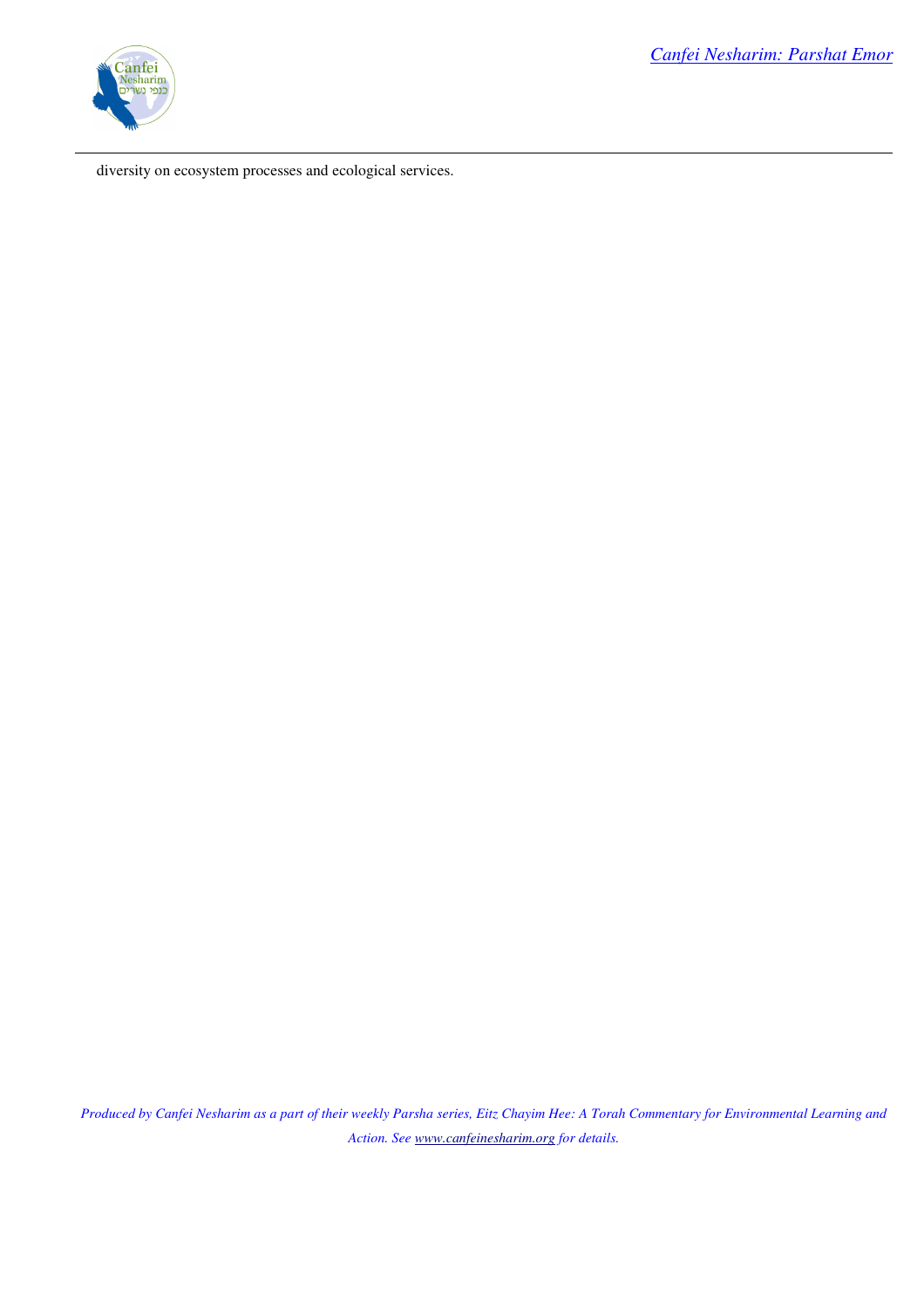diversity on ecosystem processes and ecological services.